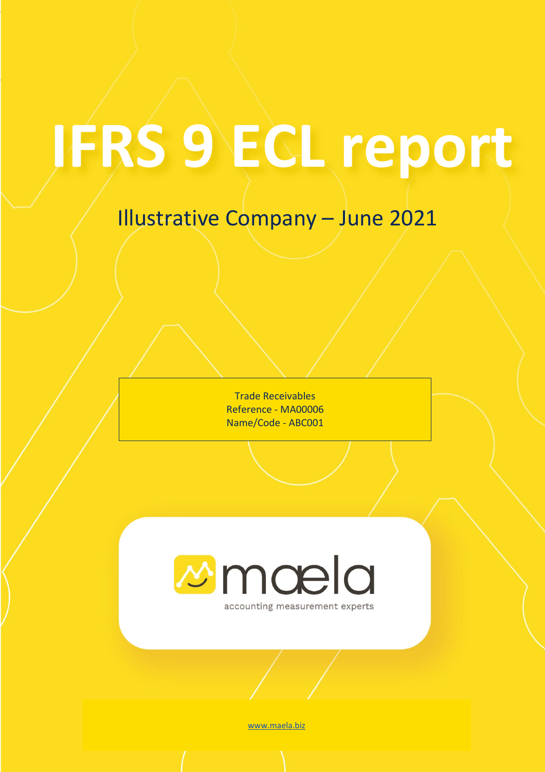# IFRS 9 ECL report

## Illustrative Company – June 2021

Trade Receivables
Reference - MA00006
Name/Code - ABC001

maela
accounting measurement experts

www.maela.biz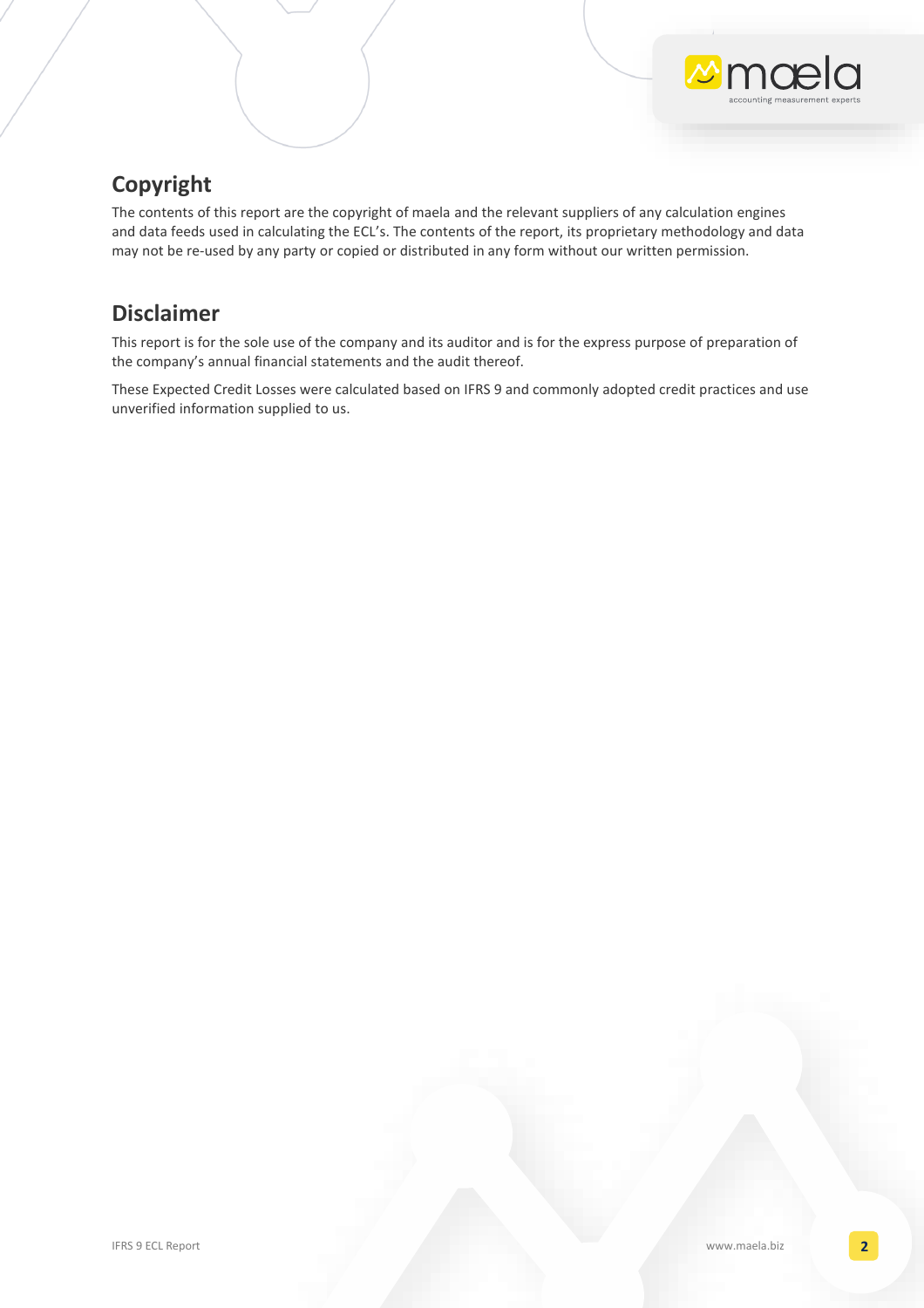## Copyright

The contents of this report are the copyright of maela and the relevant suppliers of any calculation engines and data feeds used in calculating the ECL's. The contents of the report, its proprietary methodology and data may not be re-used by any party or copied or distributed in any form without our written permission.

## Disclaimer

This report is for the sole use of the company and its auditor and is for the express purpose of preparation of the company's annual financial statements and the audit thereof.

These Expected Credit Losses were calculated based on IFRS 9 and commonly adopted credit practices and use unverified information supplied to us.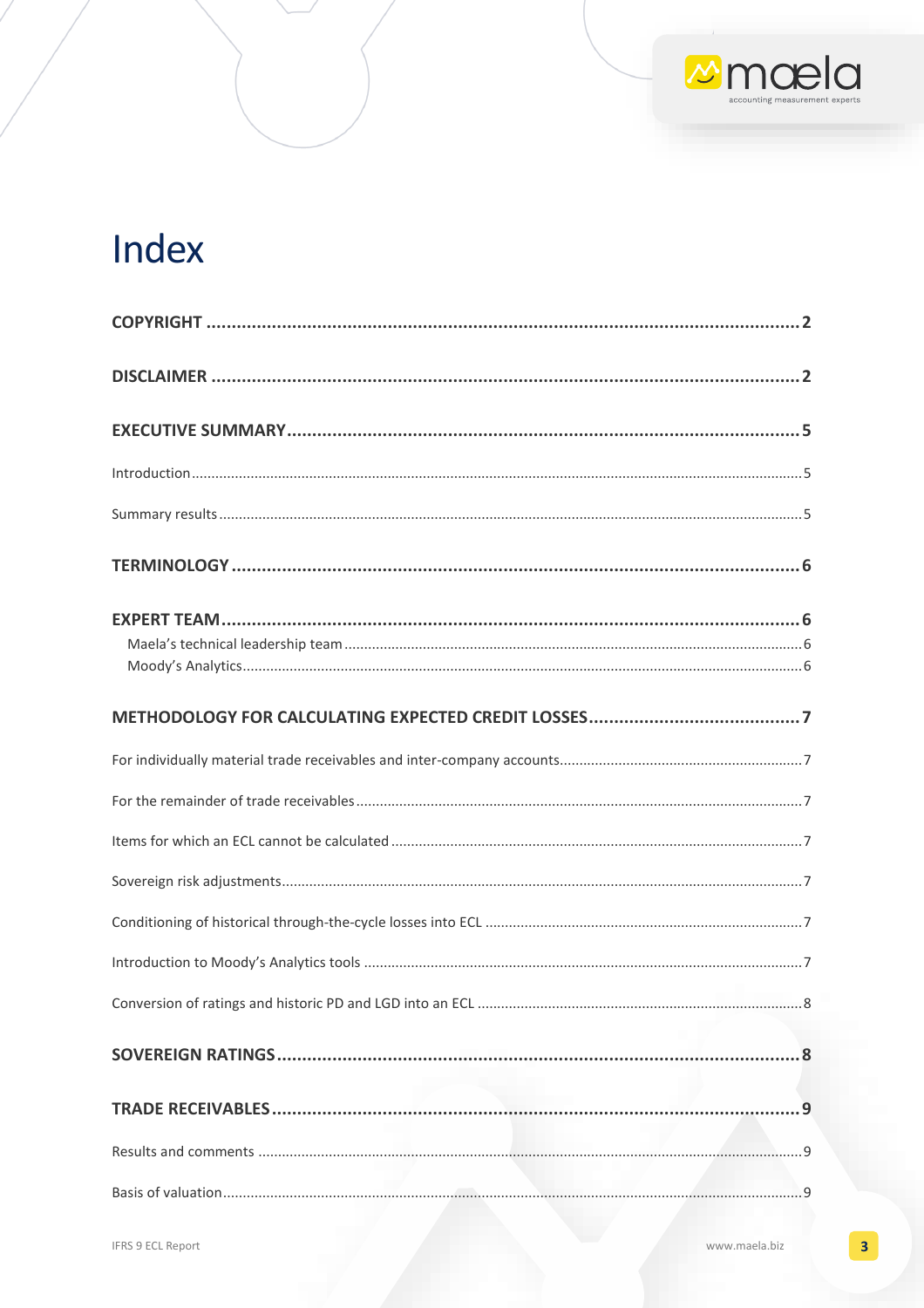# Index

**COPYRIGHT .......... 2**

**DISCLAIMER .......... 2**

**EXECUTIVE SUMMARY .......... 5**

Introduction .......... 5

Summary results .......... 5

**TERMINOLOGY .......... 6**

**EXPERT TEAM .......... 6**

Maela's technical leadership team .......... 6

Moody's Analytics .......... 6

**METHODOLOGY FOR CALCULATING EXPECTED CREDIT LOSSES .......... 7**

For individually material trade receivables and inter-company accounts .......... 7

For the remainder of trade receivables .......... 7

Items for which an ECL cannot be calculated .......... 7

Sovereign risk adjustments .......... 7

Conditioning of historical through-the-cycle losses into ECL .......... 7

Introduction to Moody's Analytics tools .......... 7

Conversion of ratings and historic PD and LGD into an ECL .......... 8

**SOVEREIGN RATINGS .......... 8**

**TRADE RECEIVABLES .......... 9**

Results and comments .......... 9

Basis of valuation .......... 9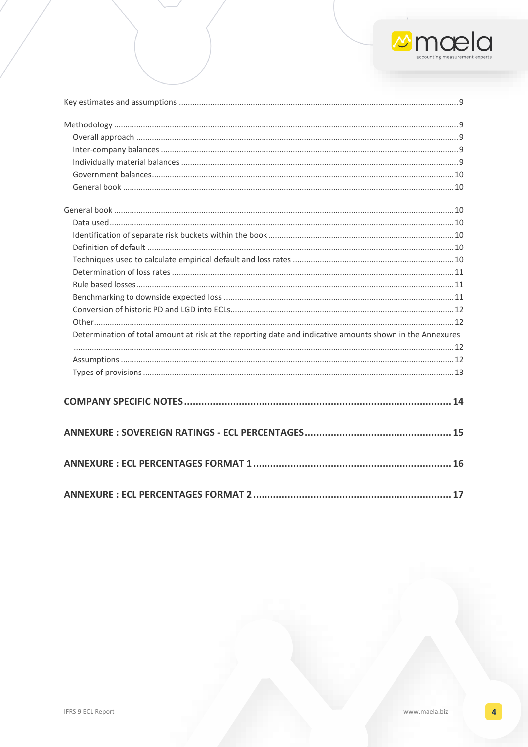Key estimates and assumptions ..... 9

Methodology ..... 9
- Overall approach ..... 9
- Inter-company balances ..... 9
- Individually material balances ..... 9
- Government balances ..... 10
- General book ..... 10

General book ..... 10
- Data used ..... 10
- Identification of separate risk buckets within the book ..... 10
- Definition of default ..... 10
- Techniques used to calculate empirical default and loss rates ..... 10
- Determination of loss rates ..... 11
- Rule based losses ..... 11
- Benchmarking to downside expected loss ..... 11
- Conversion of historic PD and LGD into ECLs ..... 12
- Other ..... 12
- Determination of total amount at risk at the reporting date and indicative amounts shown in the Annexures ..... 12
- Assumptions ..... 12
- Types of provisions ..... 13

**COMPANY SPECIFIC NOTES ..... 14**

**ANNEXURE : SOVEREIGN RATINGS - ECL PERCENTAGES ..... 15**

**ANNEXURE : ECL PERCENTAGES FORMAT 1 ..... 16**

**ANNEXURE : ECL PERCENTAGES FORMAT 2 ..... 17**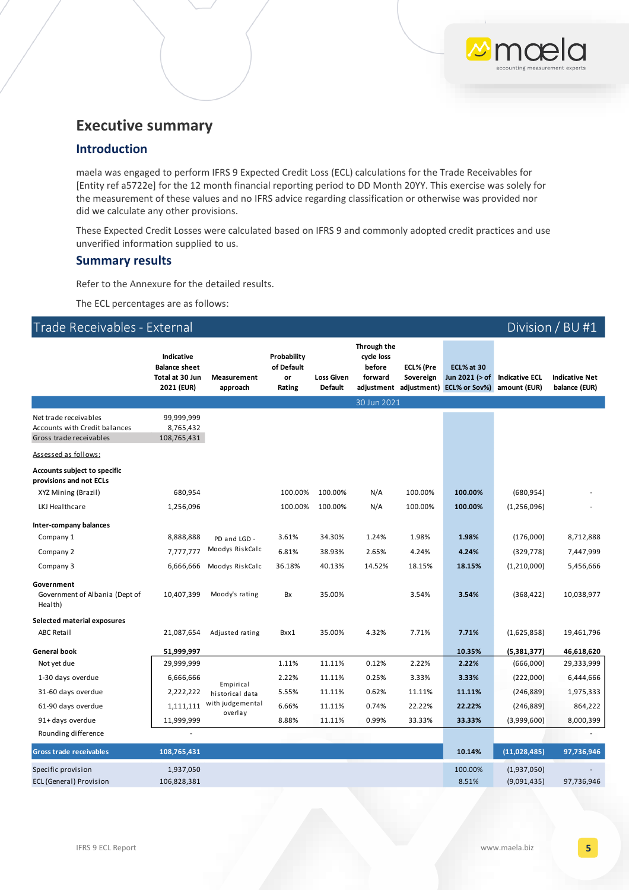# Executive summary

## Introduction

maela was engaged to perform IFRS 9 Expected Credit Loss (ECL) calculations for the Trade Receivables for [Entity ref a5722e] for the 12 month financial reporting period to DD Month 20YY. This exercise was solely for the measurement of these values and no IFRS advice regarding classification or otherwise was provided nor did we calculate any other provisions.

These Expected Credit Losses were calculated based on IFRS 9 and commonly adopted credit practices and use unverified information supplied to us.

## Summary results

Refer to the Annexure for the detailed results.

The ECL percentages are as follows:

**Trade Receivables - External** — Division / BU #1

| | Indicative Balance sheet Total at 30 Jun 2021 (EUR) | Measurement approach | Probability of Default or Rating | Loss Given Default | Through the cycle loss before forward adjustment | ECL% (Pre Sovereign adjustment) | ECL% at 30 Jun 2021 (> of ECL% or Sov%) | Indicative ECL amount (EUR) | Indicative Net balance (EUR) |
|---|---|---|---|---|---|---|---|---|---|
| | | | | | 30 Jun 2021 | | | | |
| Net trade receivables | 99,999,999 | | | | | | | | |
| Accounts with Credit balances | 8,765,432 | | | | | | | | |
| Gross trade receivables | 108,765,431 | | | | | | | | |
| Assessed as follows: | | | | | | | | | |
| **Accounts subject to specific provisions and not ECLs** | | | | | | | | | |
| XYZ Mining (Brazil) | 680,954 | | 100.00% | 100.00% | N/A | 100.00% | **100.00%** | (680,954) | - |
| LKJ Healthcare | 1,256,096 | | 100.00% | 100.00% | N/A | 100.00% | **100.00%** | (1,256,096) | - |
| **Inter-company balances** | | | | | | | | | |
| Company 1 | 8,888,888 | PD and LGD - | 3.61% | 34.30% | 1.24% | 1.98% | **1.98%** | (176,000) | 8,712,888 |
| Company 2 | 7,777,777 | Moodys RiskCalc | 6.81% | 38.93% | 2.65% | 4.24% | **4.24%** | (329,778) | 7,447,999 |
| Company 3 | 6,666,666 | Moodys RiskCalc | 36.18% | 40.13% | 14.52% | 18.15% | **18.15%** | (1,210,000) | 5,456,666 |
| **Government** | | | | | | | | | |
| Government of Albania (Dept of Health) | 10,407,399 | Moody's rating | Bx | 35.00% | | 3.54% | **3.54%** | (368,422) | 10,038,977 |
| **Selected material exposures** | | | | | | | | | |
| ABC Retail | 21,087,654 | Adjusted rating | Bxx1 | 35.00% | 4.32% | 7.71% | **7.71%** | (1,625,858) | 19,461,796 |
| **General book** | **51,999,997** | | | | | | **10.35%** | **(5,381,377)** | **46,618,620** |
| Not yet due | 29,999,999 | Empirical historical data with judgemental overlay | 1.11% | 11.11% | 0.12% | 2.22% | **2.22%** | (666,000) | 29,333,999 |
| 1-30 days overdue | 6,666,666 | | 2.22% | 11.11% | 0.25% | 3.33% | **3.33%** | (222,000) | 6,444,666 |
| 31-60 days overdue | 2,222,222 | | 5.55% | 11.11% | 0.62% | 11.11% | **11.11%** | (246,889) | 1,975,333 |
| 61-90 days overdue | 1,111,111 | | 6.66% | 11.11% | 0.74% | 22.22% | **22.22%** | (246,889) | 864,222 |
| 91+ days overdue | 11,999,999 | | 8.88% | 11.11% | 0.99% | 33.33% | **33.33%** | (3,999,600) | 8,000,399 |
| Rounding difference | - | | | | | | | | - |
| **Gross trade receivables** | **108,765,431** | | | | | | **10.14%** | **(11,028,485)** | **97,736,946** |
| Specific provision | 1,937,050 | | | | | | 100.00% | (1,937,050) | - |
| ECL (General) Provision | 106,828,381 | | | | | | 8.51% | (9,091,435) | 97,736,946 |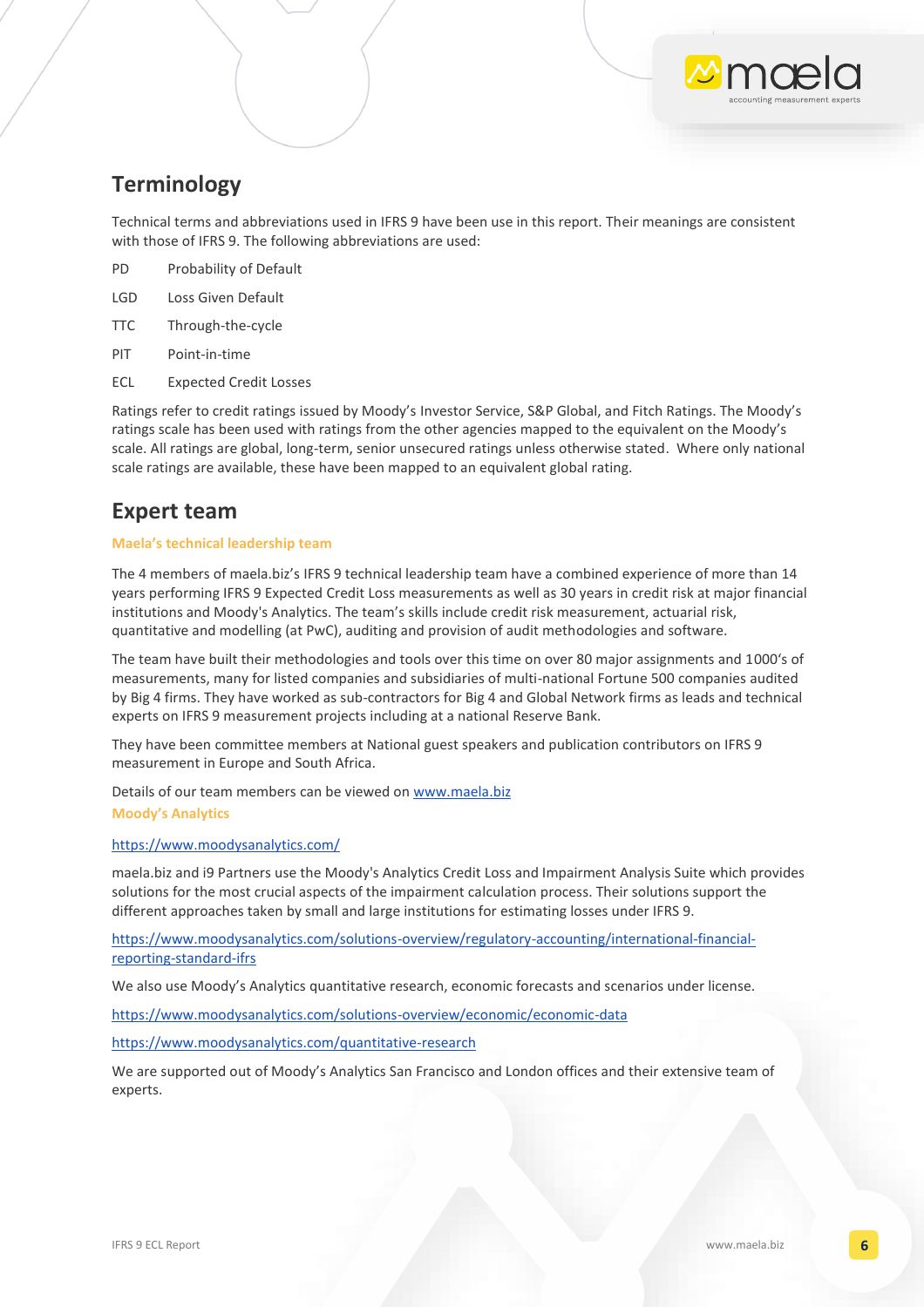## Terminology

Technical terms and abbreviations used in IFRS 9 have been use in this report. Their meanings are consistent with those of IFRS 9. The following abbreviations are used:

| | |
|---|---|
| PD | Probability of Default |
| LGD | Loss Given Default |
| TTC | Through-the-cycle |
| PIT | Point-in-time |
| ECL | Expected Credit Losses |

Ratings refer to credit ratings issued by Moody's Investor Service, S&P Global, and Fitch Ratings. The Moody's ratings scale has been used with ratings from the other agencies mapped to the equivalent on the Moody's scale. All ratings are global, long-term, senior unsecured ratings unless otherwise stated. Where only national scale ratings are available, these have been mapped to an equivalent global rating.

## Expert team

### Maela's technical leadership team

The 4 members of maela.biz's IFRS 9 technical leadership team have a combined experience of more than 14 years performing IFRS 9 Expected Credit Loss measurements as well as 30 years in credit risk at major financial institutions and Moody's Analytics. The team's skills include credit risk measurement, actuarial risk, quantitative and modelling (at PwC), auditing and provision of audit methodologies and software.

The team have built their methodologies and tools over this time on over 80 major assignments and 1000's of measurements, many for listed companies and subsidiaries of multi-national Fortune 500 companies audited by Big 4 firms. They have worked as sub-contractors for Big 4 and Global Network firms as leads and technical experts on IFRS 9 measurement projects including at a national Reserve Bank.

They have been committee members at National guest speakers and publication contributors on IFRS 9 measurement in Europe and South Africa.

Details of our team members can be viewed on www.maela.biz

### Moody's Analytics

https://www.moodysanalytics.com/

maela.biz and i9 Partners use the Moody's Analytics Credit Loss and Impairment Analysis Suite which provides solutions for the most crucial aspects of the impairment calculation process. Their solutions support the different approaches taken by small and large institutions for estimating losses under IFRS 9.

https://www.moodysanalytics.com/solutions-overview/regulatory-accounting/international-financial-reporting-standard-ifrs

We also use Moody's Analytics quantitative research, economic forecasts and scenarios under license.

https://www.moodysanalytics.com/solutions-overview/economic/economic-data

https://www.moodysanalytics.com/quantitative-research

We are supported out of Moody's Analytics San Francisco and London offices and their extensive team of experts.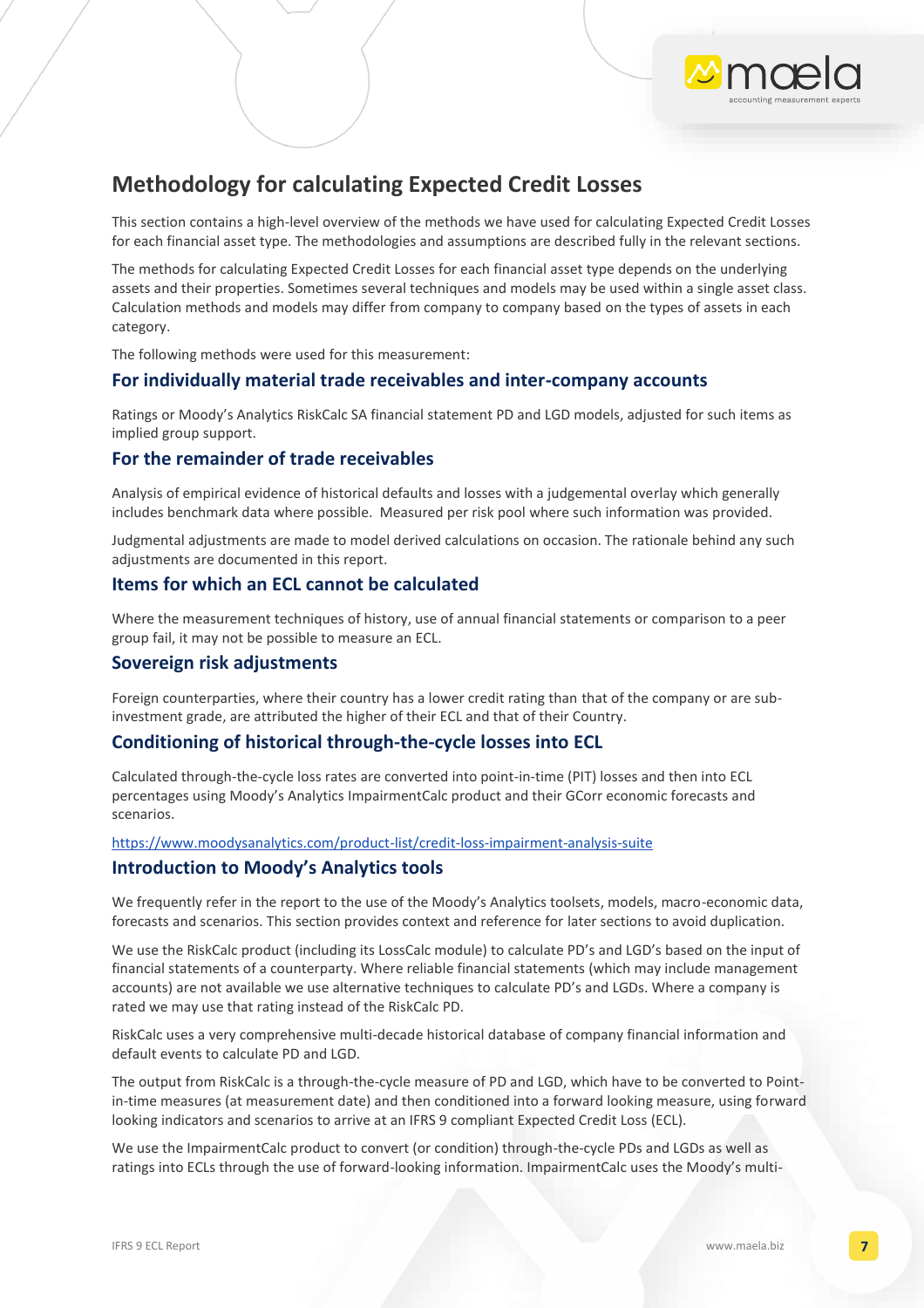# Methodology for calculating Expected Credit Losses

This section contains a high-level overview of the methods we have used for calculating Expected Credit Losses for each financial asset type. The methodologies and assumptions are described fully in the relevant sections.

The methods for calculating Expected Credit Losses for each financial asset type depends on the underlying assets and their properties. Sometimes several techniques and models may be used within a single asset class. Calculation methods and models may differ from company to company based on the types of assets in each category.

The following methods were used for this measurement:

## For individually material trade receivables and inter-company accounts

Ratings or Moody's Analytics RiskCalc SA financial statement PD and LGD models, adjusted for such items as implied group support.

## For the remainder of trade receivables

Analysis of empirical evidence of historical defaults and losses with a judgemental overlay which generally includes benchmark data where possible. Measured per risk pool where such information was provided.

Judgmental adjustments are made to model derived calculations on occasion. The rationale behind any such adjustments are documented in this report.

## Items for which an ECL cannot be calculated

Where the measurement techniques of history, use of annual financial statements or comparison to a peer group fail, it may not be possible to measure an ECL.

## Sovereign risk adjustments

Foreign counterparties, where their country has a lower credit rating than that of the company or are sub-investment grade, are attributed the higher of their ECL and that of their Country.

## Conditioning of historical through-the-cycle losses into ECL

Calculated through-the-cycle loss rates are converted into point-in-time (PIT) losses and then into ECL percentages using Moody's Analytics ImpairmentCalc product and their GCorr economic forecasts and scenarios.

https://www.moodysanalytics.com/product-list/credit-loss-impairment-analysis-suite

## Introduction to Moody's Analytics tools

We frequently refer in the report to the use of the Moody's Analytics toolsets, models, macro-economic data, forecasts and scenarios. This section provides context and reference for later sections to avoid duplication.

We use the RiskCalc product (including its LossCalc module) to calculate PD's and LGD's based on the input of financial statements of a counterparty. Where reliable financial statements (which may include management accounts) are not available we use alternative techniques to calculate PD's and LGDs. Where a company is rated we may use that rating instead of the RiskCalc PD.

RiskCalc uses a very comprehensive multi-decade historical database of company financial information and default events to calculate PD and LGD.

The output from RiskCalc is a through-the-cycle measure of PD and LGD, which have to be converted to Point-in-time measures (at measurement date) and then conditioned into a forward looking measure, using forward looking indicators and scenarios to arrive at an IFRS 9 compliant Expected Credit Loss (ECL).

We use the ImpairmentCalc product to convert (or condition) through-the-cycle PDs and LGDs as well as ratings into ECLs through the use of forward-looking information. ImpairmentCalc uses the Moody's multi-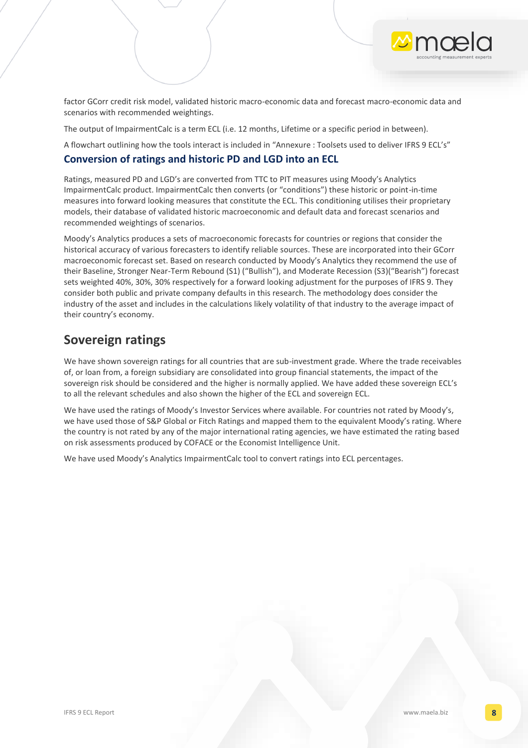factor GCorr credit risk model, validated historic macro-economic data and forecast macro-economic data and scenarios with recommended weightings.

The output of ImpairmentCalc is a term ECL (i.e. 12 months, Lifetime or a specific period in between).

A flowchart outlining how the tools interact is included in "Annexure : Toolsets used to deliver IFRS 9 ECL's"

### Conversion of ratings and historic PD and LGD into an ECL

Ratings, measured PD and LGD's are converted from TTC to PIT measures using Moody's Analytics ImpairmentCalc product. ImpairmentCalc then converts (or "conditions") these historic or point-in-time measures into forward looking measures that constitute the ECL. This conditioning utilises their proprietary models, their database of validated historic macroeconomic and default data and forecast scenarios and recommended weightings of scenarios.

Moody's Analytics produces a sets of macroeconomic forecasts for countries or regions that consider the historical accuracy of various forecasters to identify reliable sources. These are incorporated into their GCorr macroeconomic forecast set. Based on research conducted by Moody's Analytics they recommend the use of their Baseline, Stronger Near-Term Rebound (S1) ("Bullish"), and Moderate Recession (S3)("Bearish") forecast sets weighted 40%, 30%, 30% respectively for a forward looking adjustment for the purposes of IFRS 9. They consider both public and private company defaults in this research. The methodology does consider the industry of the asset and includes in the calculations likely volatility of that industry to the average impact of their country's economy.

## Sovereign ratings

We have shown sovereign ratings for all countries that are sub-investment grade. Where the trade receivables of, or loan from, a foreign subsidiary are consolidated into group financial statements, the impact of the sovereign risk should be considered and the higher is normally applied. We have added these sovereign ECL's to all the relevant schedules and also shown the higher of the ECL and sovereign ECL.

We have used the ratings of Moody's Investor Services where available. For countries not rated by Moody's, we have used those of S&P Global or Fitch Ratings and mapped them to the equivalent Moody's rating. Where the country is not rated by any of the major international rating agencies, we have estimated the rating based on risk assessments produced by COFACE or the Economist Intelligence Unit.

We have used Moody's Analytics ImpairmentCalc tool to convert ratings into ECL percentages.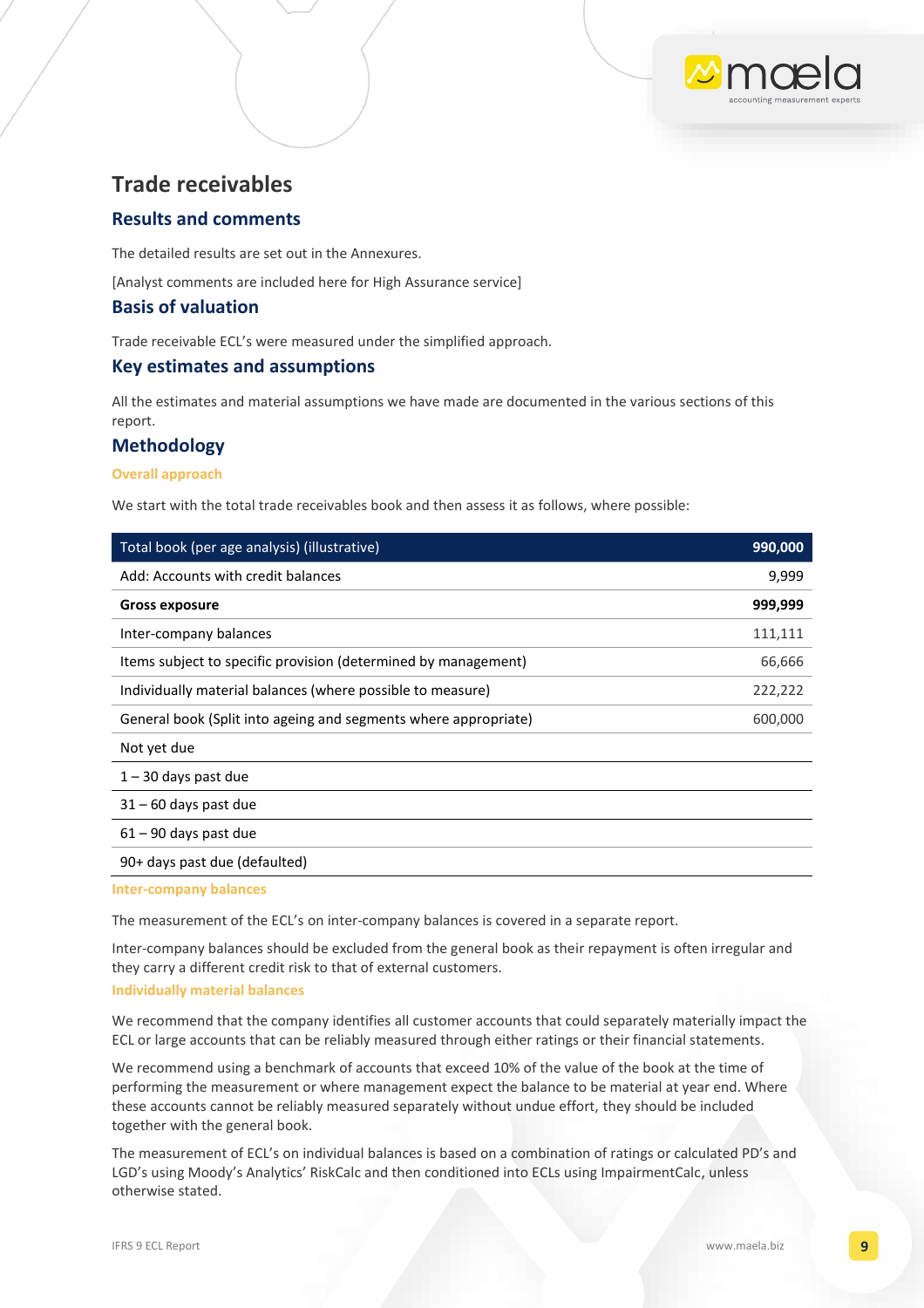# Trade receivables

## Results and comments

The detailed results are set out in the Annexures.

[Analyst comments are included here for High Assurance service]

## Basis of valuation

Trade receivable ECL's were measured under the simplified approach.

## Key estimates and assumptions

All the estimates and material assumptions we have made are documented in the various sections of this report.

## Methodology

### Overall approach

We start with the total trade receivables book and then assess it as follows, where possible:

| Total book (per age analysis) (illustrative) | **990,000** |
|---|---|
| Add: Accounts with credit balances | 9,999 |
| **Gross exposure** | **999,999** |
| Inter-company balances | 111,111 |
| Items subject to specific provision (determined by management) | 66,666 |
| Individually material balances (where possible to measure) | 222,222 |
| General book (Split into ageing and segments where appropriate) | 600,000 |
| Not yet due | |
| 1 – 30 days past due | |
| 31 – 60 days past due | |
| 61 – 90 days past due | |
| 90+ days past due (defaulted) | |

### Inter-company balances

The measurement of the ECL's on inter-company balances is covered in a separate report.

Inter-company balances should be excluded from the general book as their repayment is often irregular and they carry a different credit risk to that of external customers.

### Individually material balances

We recommend that the company identifies all customer accounts that could separately materially impact the ECL or large accounts that can be reliably measured through either ratings or their financial statements.

We recommend using a benchmark of accounts that exceed 10% of the value of the book at the time of performing the measurement or where management expect the balance to be material at year end. Where these accounts cannot be reliably measured separately without undue effort, they should be included together with the general book.

The measurement of ECL's on individual balances is based on a combination of ratings or calculated PD's and LGD's using Moody's Analytics' RiskCalc and then conditioned into ECLs using ImpairmentCalc, unless otherwise stated.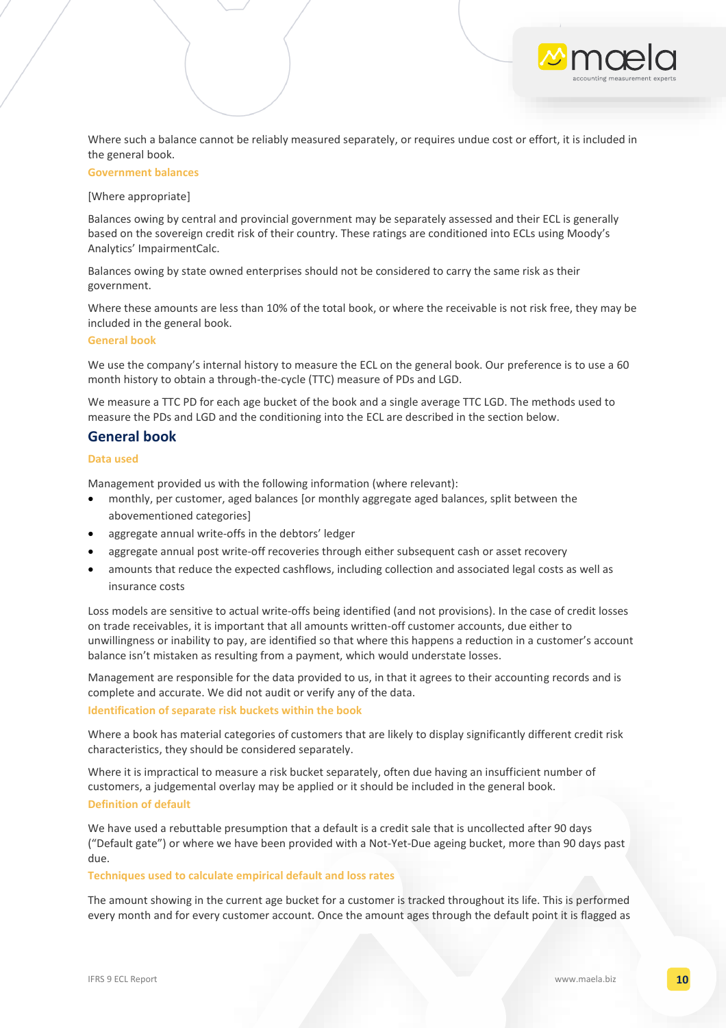Where such a balance cannot be reliably measured separately, or requires undue cost or effort, it is included in the general book.

### Government balances

[Where appropriate]

Balances owing by central and provincial government may be separately assessed and their ECL is generally based on the sovereign credit risk of their country. These ratings are conditioned into ECLs using Moody's Analytics' ImpairmentCalc.

Balances owing by state owned enterprises should not be considered to carry the same risk as their government.

Where these amounts are less than 10% of the total book, or where the receivable is not risk free, they may be included in the general book.

### General book

We use the company's internal history to measure the ECL on the general book. Our preference is to use a 60 month history to obtain a through-the-cycle (TTC) measure of PDs and LGD.

We measure a TTC PD for each age bucket of the book and a single average TTC LGD. The methods used to measure the PDs and LGD and the conditioning into the ECL are described in the section below.

## General book

### Data used

Management provided us with the following information (where relevant):

- monthly, per customer, aged balances [or monthly aggregate aged balances, split between the abovementioned categories]
- aggregate annual write-offs in the debtors' ledger
- aggregate annual post write-off recoveries through either subsequent cash or asset recovery
- amounts that reduce the expected cashflows, including collection and associated legal costs as well as insurance costs

Loss models are sensitive to actual write-offs being identified (and not provisions). In the case of credit losses on trade receivables, it is important that all amounts written-off customer accounts, due either to unwillingness or inability to pay, are identified so that where this happens a reduction in a customer's account balance isn't mistaken as resulting from a payment, which would understate losses.

Management are responsible for the data provided to us, in that it agrees to their accounting records and is complete and accurate. We did not audit or verify any of the data.

### Identification of separate risk buckets within the book

Where a book has material categories of customers that are likely to display significantly different credit risk characteristics, they should be considered separately.

Where it is impractical to measure a risk bucket separately, often due having an insufficient number of customers, a judgemental overlay may be applied or it should be included in the general book.

### Definition of default

We have used a rebuttable presumption that a default is a credit sale that is uncollected after 90 days ("Default gate") or where we have been provided with a Not-Yet-Due ageing bucket, more than 90 days past due.

### Techniques used to calculate empirical default and loss rates

The amount showing in the current age bucket for a customer is tracked throughout its life. This is performed every month and for every customer account. Once the amount ages through the default point it is flagged as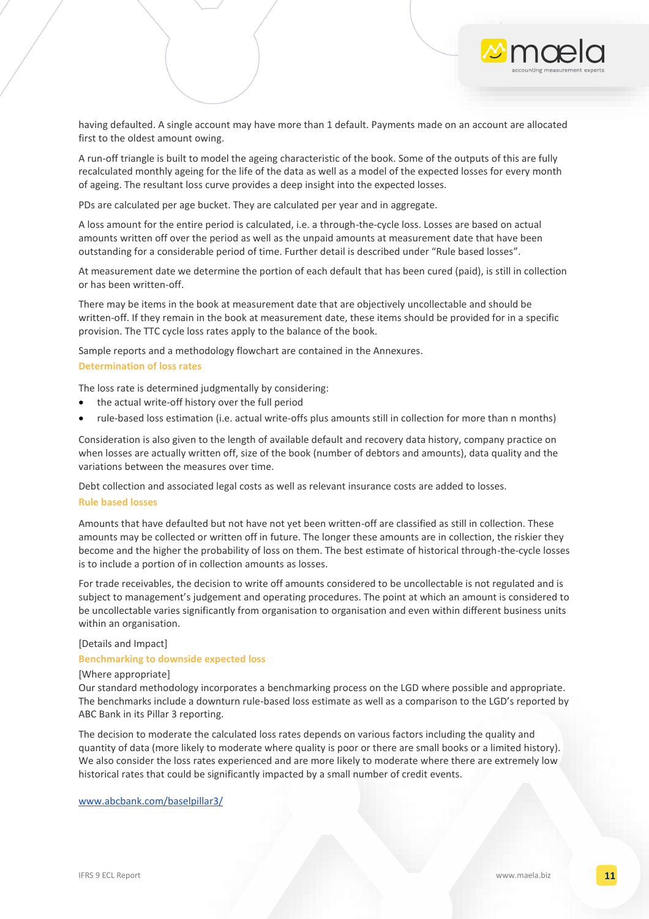having defaulted. A single account may have more than 1 default. Payments made on an account are allocated first to the oldest amount owing.

A run-off triangle is built to model the ageing characteristic of the book. Some of the outputs of this are fully recalculated monthly ageing for the life of the data as well as a model of the expected losses for every month of ageing. The resultant loss curve provides a deep insight into the expected losses.

PDs are calculated per age bucket. They are calculated per year and in aggregate.

A loss amount for the entire period is calculated, i.e. a through-the-cycle loss. Losses are based on actual amounts written off over the period as well as the unpaid amounts at measurement date that have been outstanding for a considerable period of time. Further detail is described under "Rule based losses".

At measurement date we determine the portion of each default that has been cured (paid), is still in collection or has been written-off.

There may be items in the book at measurement date that are objectively uncollectable and should be written-off. If they remain in the book at measurement date, these items should be provided for in a specific provision. The TTC cycle loss rates apply to the balance of the book.

Sample reports and a methodology flowchart are contained in the Annexures.

### Determination of loss rates

The loss rate is determined judgmentally by considering:

- the actual write-off history over the full period
- rule-based loss estimation (i.e. actual write-offs plus amounts still in collection for more than n months)

Consideration is also given to the length of available default and recovery data history, company practice on when losses are actually written off, size of the book (number of debtors and amounts), data quality and the variations between the measures over time.

Debt collection and associated legal costs as well as relevant insurance costs are added to losses.

### Rule based losses

Amounts that have defaulted but not have not yet been written-off are classified as still in collection. These amounts may be collected or written off in future. The longer these amounts are in collection, the riskier they become and the higher the probability of loss on them. The best estimate of historical through-the-cycle losses is to include a portion of in collection amounts as losses.

For trade receivables, the decision to write off amounts considered to be uncollectable is not regulated and is subject to management's judgement and operating procedures. The point at which an amount is considered to be uncollectable varies significantly from organisation to organisation and even within different business units within an organisation.

[Details and Impact]

### Benchmarking to downside expected loss

[Where appropriate]

Our standard methodology incorporates a benchmarking process on the LGD where possible and appropriate. The benchmarks include a downturn rule-based loss estimate as well as a comparison to the LGD's reported by ABC Bank in its Pillar 3 reporting.

The decision to moderate the calculated loss rates depends on various factors including the quality and quantity of data (more likely to moderate where quality is poor or there are small books or a limited history). We also consider the loss rates experienced and are more likely to moderate where there are extremely low historical rates that could be significantly impacted by a small number of credit events.

www.abcbank.com/baselpillar3/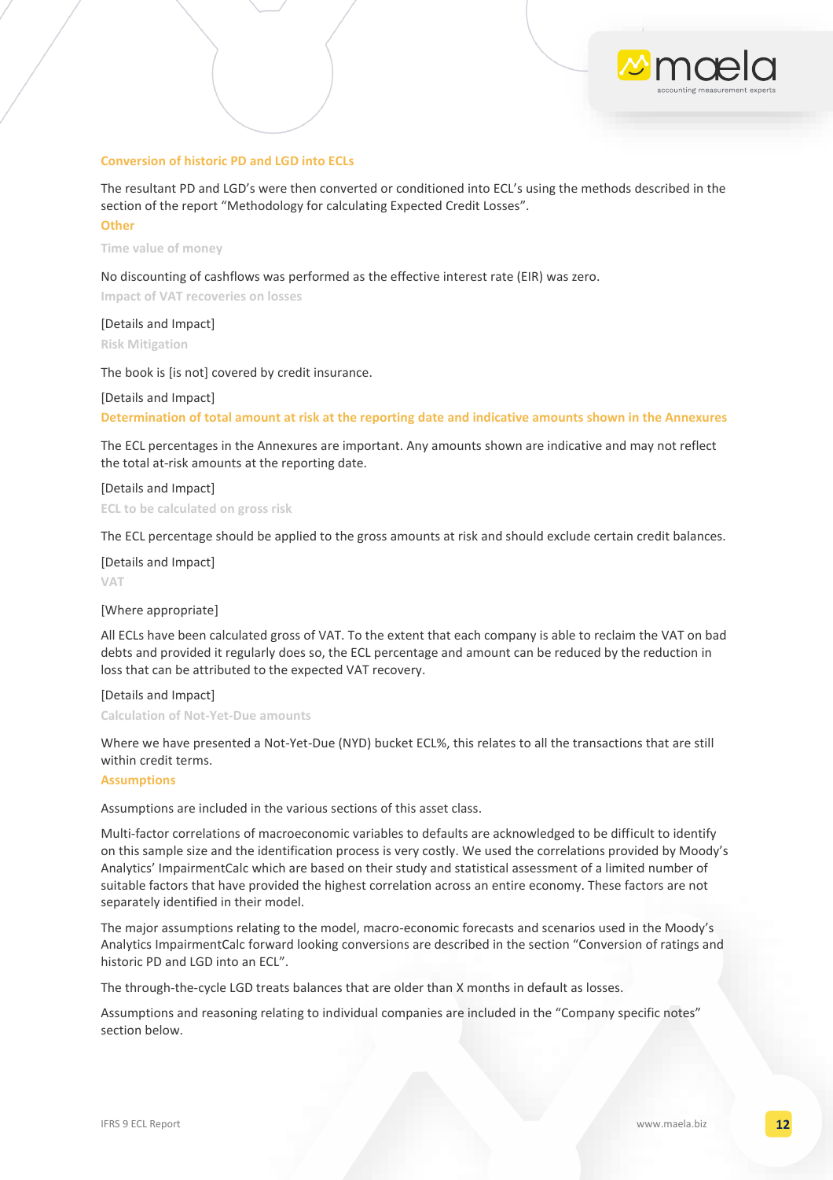### Conversion of historic PD and LGD into ECLs

The resultant PD and LGD's were then converted or conditioned into ECL's using the methods described in the section of the report "Methodology for calculating Expected Credit Losses".

### Other

#### Time value of money

No discounting of cashflows was performed as the effective interest rate (EIR) was zero.

#### Impact of VAT recoveries on losses

[Details and Impact]

#### Risk Mitigation

The book is [is not] covered by credit insurance.

[Details and Impact]

### Determination of total amount at risk at the reporting date and indicative amounts shown in the Annexures

The ECL percentages in the Annexures are important. Any amounts shown are indicative and may not reflect the total at-risk amounts at the reporting date.

[Details and Impact]

#### ECL to be calculated on gross risk

The ECL percentage should be applied to the gross amounts at risk and should exclude certain credit balances.

[Details and Impact]

#### VAT

[Where appropriate]

All ECLs have been calculated gross of VAT. To the extent that each company is able to reclaim the VAT on bad debts and provided it regularly does so, the ECL percentage and amount can be reduced by the reduction in loss that can be attributed to the expected VAT recovery.

[Details and Impact]

#### Calculation of Not-Yet-Due amounts

Where we have presented a Not-Yet-Due (NYD) bucket ECL%, this relates to all the transactions that are still within credit terms.

### Assumptions

Assumptions are included in the various sections of this asset class.

Multi-factor correlations of macroeconomic variables to defaults are acknowledged to be difficult to identify on this sample size and the identification process is very costly. We used the correlations provided by Moody's Analytics' ImpairmentCalc which are based on their study and statistical assessment of a limited number of suitable factors that have provided the highest correlation across an entire economy. These factors are not separately identified in their model.

The major assumptions relating to the model, macro-economic forecasts and scenarios used in the Moody's Analytics ImpairmentCalc forward looking conversions are described in the section "Conversion of ratings and historic PD and LGD into an ECL".

The through-the-cycle LGD treats balances that are older than X months in default as losses.

Assumptions and reasoning relating to individual companies are included in the "Company specific notes" section below.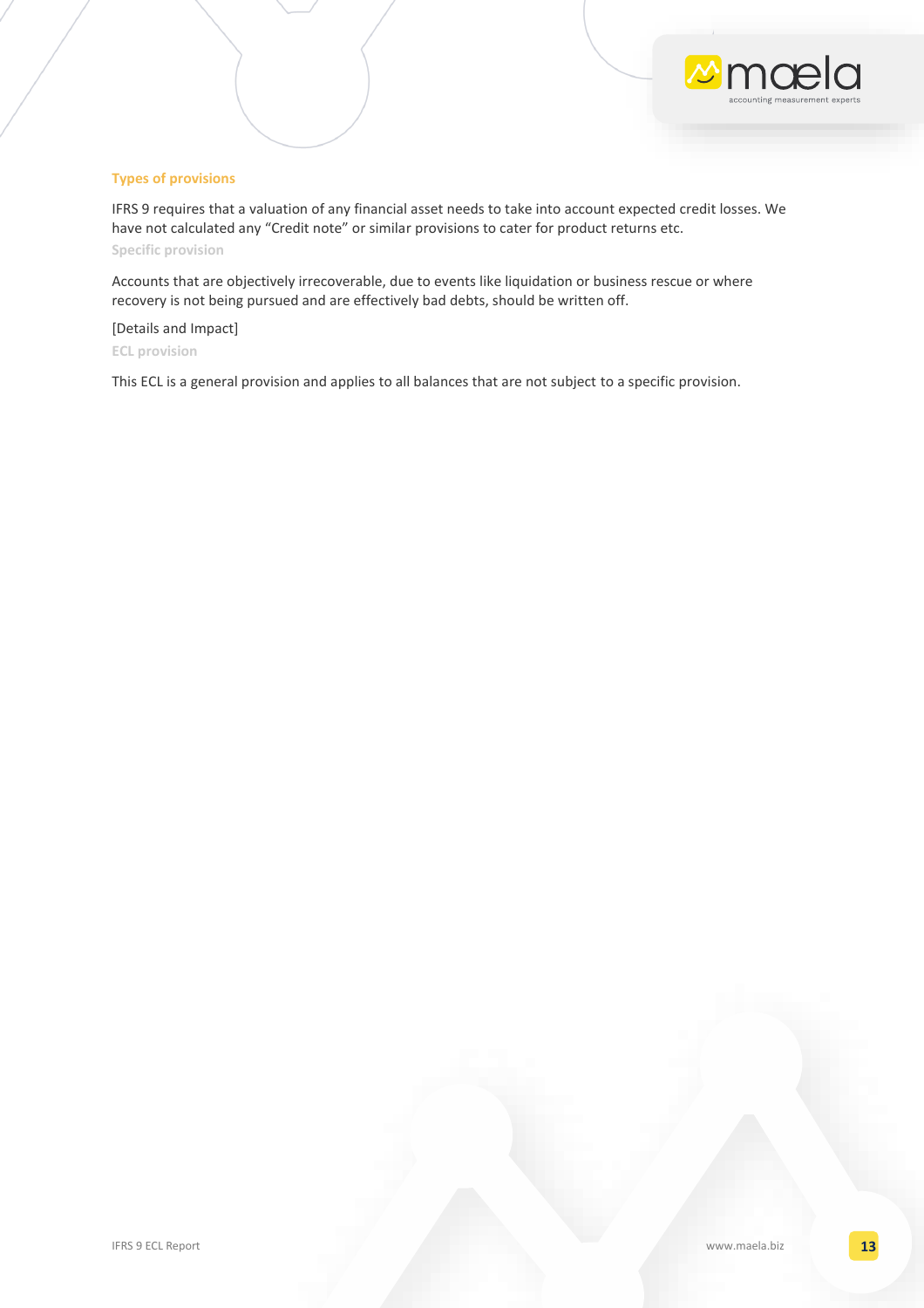## Types of provisions

IFRS 9 requires that a valuation of any financial asset needs to take into account expected credit losses. We have not calculated any "Credit note" or similar provisions to cater for product returns etc.

### Specific provision

Accounts that are objectively irrecoverable, due to events like liquidation or business rescue or where recovery is not being pursued and are effectively bad debts, should be written off.

[Details and Impact]

### ECL provision

This ECL is a general provision and applies to all balances that are not subject to a specific provision.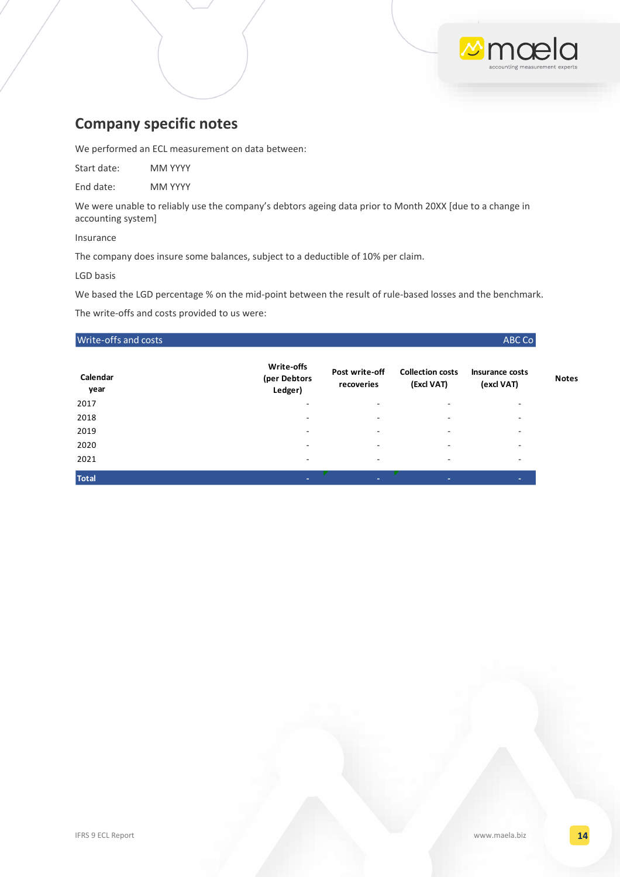## Company specific notes

We performed an ECL measurement on data between:

Start date: MM YYYY

End date: MM YYYY

We were unable to reliably use the company's debtors ageing data prior to Month 20XX [due to a change in accounting system]

Insurance

The company does insure some balances, subject to a deductible of 10% per claim.

LGD basis

We based the LGD percentage % on the mid-point between the result of rule-based losses and the benchmark.

The write-offs and costs provided to us were:

| Write-offs and costs | | | | ABC Co | |
|---|---|---|---|---|---|
| Calendar year | Write-offs (per Debtors Ledger) | Post write-off recoveries | Collection costs (Excl VAT) | Insurance costs (excl VAT) | Notes |
| 2017 | - | - | - | - | |
| 2018 | - | - | - | - | |
| 2019 | - | - | - | - | |
| 2020 | - | - | - | - | |
| 2021 | - | - | - | - | |
| **Total** | - | - | - | - | |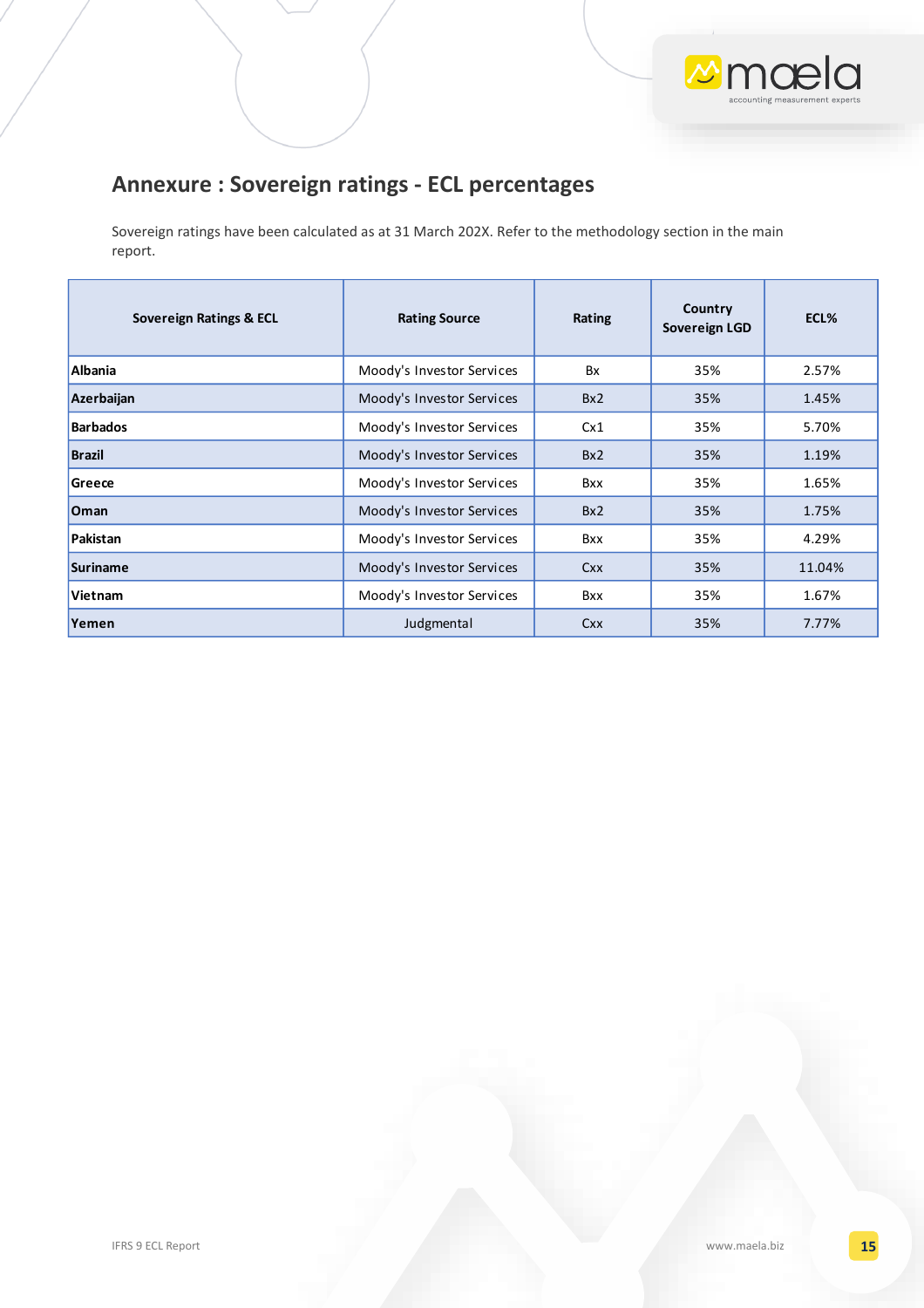## Annexure : Sovereign ratings - ECL percentages

Sovereign ratings have been calculated as at 31 March 202X. Refer to the methodology section in the main report.

| Sovereign Ratings & ECL | Rating Source | Rating | Country Sovereign LGD | ECL% |
|---|---|---|---|---|
| **Albania** | Moody's Investor Services | Bx | 35% | 2.57% |
| **Azerbaijan** | Moody's Investor Services | Bx2 | 35% | 1.45% |
| **Barbados** | Moody's Investor Services | Cx1 | 35% | 5.70% |
| **Brazil** | Moody's Investor Services | Bx2 | 35% | 1.19% |
| **Greece** | Moody's Investor Services | Bxx | 35% | 1.65% |
| **Oman** | Moody's Investor Services | Bx2 | 35% | 1.75% |
| **Pakistan** | Moody's Investor Services | Bxx | 35% | 4.29% |
| **Suriname** | Moody's Investor Services | Cxx | 35% | 11.04% |
| **Vietnam** | Moody's Investor Services | Bxx | 35% | 1.67% |
| **Yemen** | Judgmental | Cxx | 35% | 7.77% |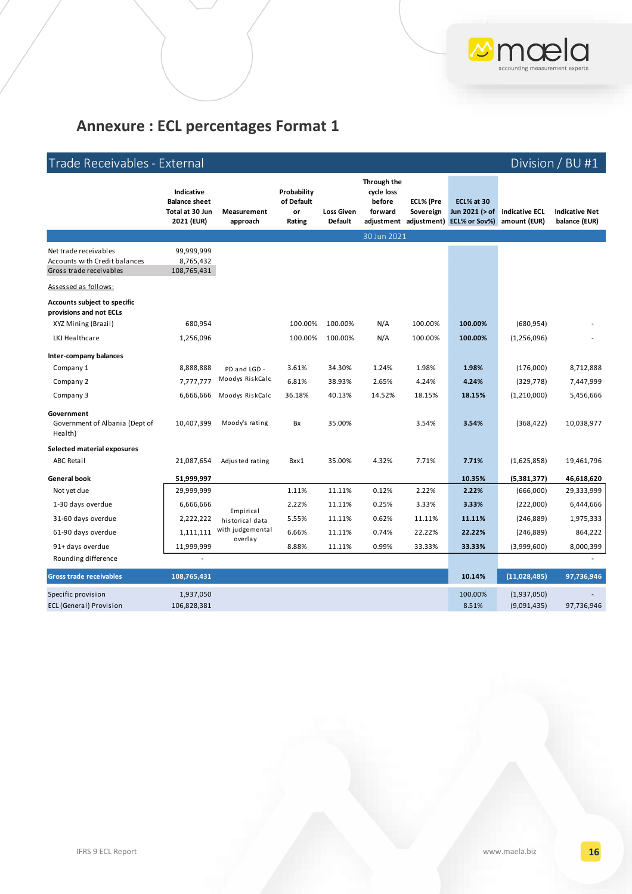# Annexure : ECL percentages Format 1

| Trade Receivables - External | | | | | | | | | | Division / BU #1 |
|---|---|---|---|---|---|---|---|---|---|---|
| | Indicative Balance sheet Total at 30 Jun 2021 (EUR) | Measurement approach | Probability of Default or Rating | Loss Given Default | Through the cycle loss before forward adjustment | ECL% (Pre Sovereign adjustment) | ECL% at 30 Jun 2021 (> of ECL% or Sov%) | Indicative ECL amount (EUR) | Indicative Net balance (EUR) |
| | | | | | 30 Jun 2021 | | | | |
| Net trade receivables | 99,999,999 | | | | | | | | |
| Accounts with Credit balances | 8,765,432 | | | | | | | | |
| Gross trade receivables | 108,765,431 | | | | | | | | |
| Assessed as follows: | | | | | | | | | |
| **Accounts subject to specific provisions and not ECLs** | | | | | | | | | |
| XYZ Mining (Brazil) | 680,954 | | 100.00% | 100.00% | N/A | 100.00% | **100.00%** | (680,954) | - |
| LKJ Healthcare | 1,256,096 | | 100.00% | 100.00% | N/A | 100.00% | **100.00%** | (1,256,096) | - |
| **Inter-company balances** | | | | | | | | | |
| Company 1 | 8,888,888 | PD and LGD - Moodys RiskCalc | 3.61% | 34.30% | 1.24% | 1.98% | **1.98%** | (176,000) | 8,712,888 |
| Company 2 | 7,777,777 | | 6.81% | 38.93% | 2.65% | 4.24% | **4.24%** | (329,778) | 7,447,999 |
| Company 3 | 6,666,666 | Moodys RiskCalc | 36.18% | 40.13% | 14.52% | 18.15% | **18.15%** | (1,210,000) | 5,456,666 |
| **Government** | | | | | | | | | |
| Government of Albania (Dept of Health) | 10,407,399 | Moody's rating | Bx | 35.00% | | 3.54% | **3.54%** | (368,422) | 10,038,977 |
| **Selected material exposures** | | | | | | | | | |
| ABC Retail | 21,087,654 | Adjusted rating | Bxx1 | 35.00% | 4.32% | 7.71% | **7.71%** | (1,625,858) | 19,461,796 |
| **General book** | **51,999,997** | | | | | | **10.35%** | **(5,381,377)** | **46,618,620** |
| Not yet due | 29,999,999 | Empirical historical data with judgemental overlay | 1.11% | 11.11% | 0.12% | 2.22% | **2.22%** | (666,000) | 29,333,999 |
| 1-30 days overdue | 6,666,666 | | 2.22% | 11.11% | 0.25% | 3.33% | **3.33%** | (222,000) | 6,444,666 |
| 31-60 days overdue | 2,222,222 | | 5.55% | 11.11% | 0.62% | 11.11% | **11.11%** | (246,889) | 1,975,333 |
| 61-90 days overdue | 1,111,111 | | 6.66% | 11.11% | 0.74% | 22.22% | **22.22%** | (246,889) | 864,222 |
| 91+ days overdue | 11,999,999 | | 8.88% | 11.11% | 0.99% | 33.33% | **33.33%** | (3,999,600) | 8,000,399 |
| Rounding difference | - | | | | | | | | - |
| **Gross trade receivables** | **108,765,431** | | | | | | **10.14%** | **(11,028,485)** | **97,736,946** |
| Specific provision | 1,937,050 | | | | | | 100.00% | (1,937,050) | - |
| ECL (General) Provision | 106,828,381 | | | | | | 8.51% | (9,091,435) | 97,736,946 |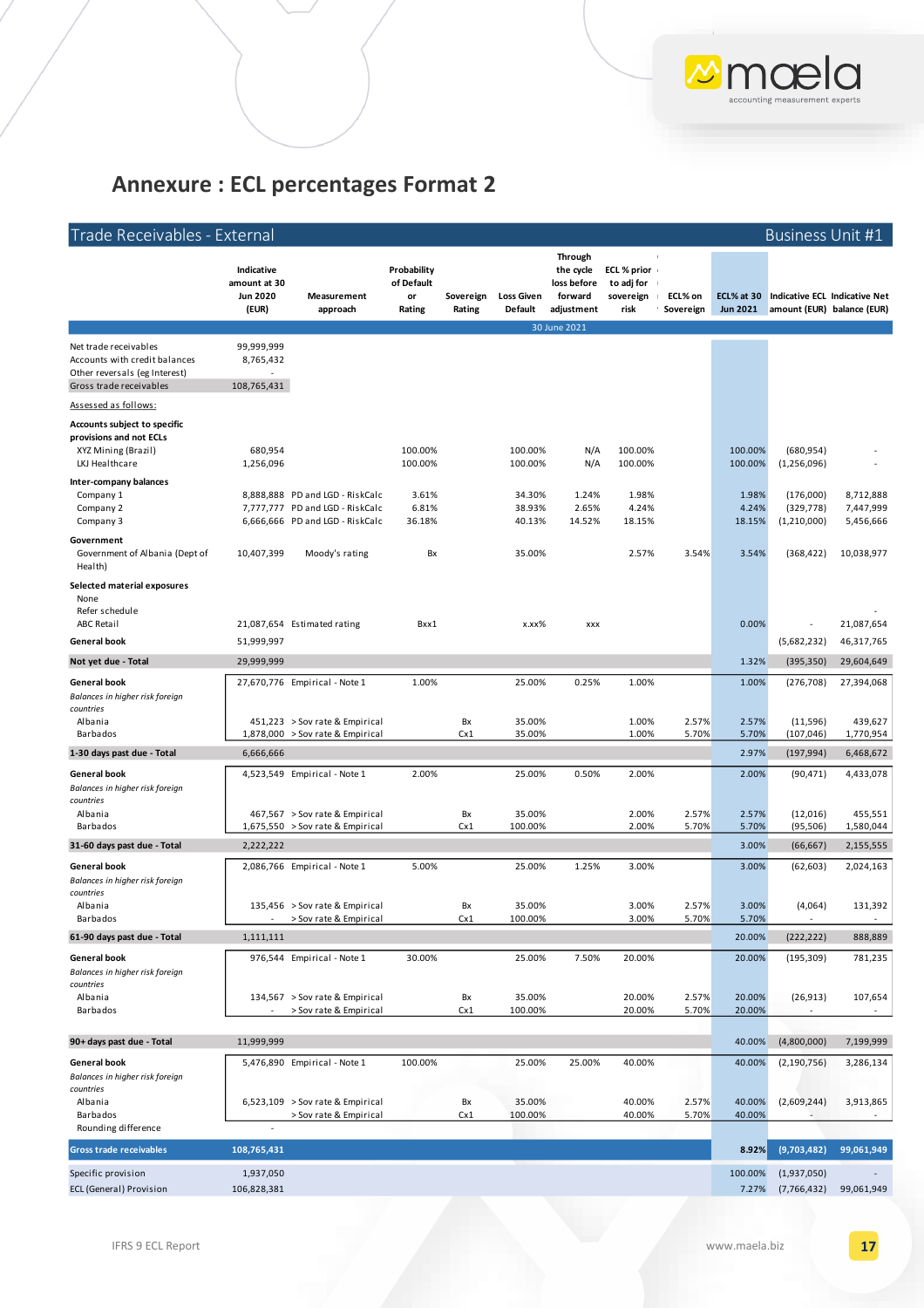# Annexure : ECL percentages Format 2

| Trade Receivables - External | Indicative amount at 30 Jun 2020 (EUR) | Measurement approach | Probability of Default or Rating | Sovereign Rating | Loss Given Default | Through the cycle loss before forward adjustment | ECL % prior to adj for sovereign risk | ECL% on Sovereign | ECL% at 30 Jun 2021 | Indicative ECL amount (EUR) | Indicative Net balance (EUR) |
|---|---|---|---|---|---|---|---|---|---|---|---|
| Business Unit #1 | | | | | | 30 June 2021 | | | | | |
| Net trade receivables | 99,999,999 | | | | | | | | | | |
| Accounts with credit balances | 8,765,432 | | | | | | | | | | |
| Other reversals (eg Interest) | - | | | | | | | | | | |
| Gross trade receivables | 108,765,431 | | | | | | | | | | |
| Assessed as follows: | | | | | | | | | | | |
| **Accounts subject to specific provisions and not ECLs** | | | | | | | | | | | |
| XYZ Mining (Brazil) | 680,954 | | 100.00% | | 100.00% | N/A | 100.00% | | 100.00% | (680,954) | - |
| LKJ Healthcare | 1,256,096 | | 100.00% | | 100.00% | N/A | 100.00% | | 100.00% | (1,256,096) | - |
| **Inter-company balances** | | | | | | | | | | | |
| Company 1 | 8,888,888 | PD and LGD - RiskCalc | 3.61% | | 34.30% | 1.24% | 1.98% | | 1.98% | (176,000) | 8,712,888 |
| Company 2 | 7,777,777 | PD and LGD - RiskCalc | 6.81% | | 38.93% | 2.65% | 4.24% | | 4.24% | (329,778) | 7,447,999 |
| Company 3 | 6,666,666 | PD and LGD - RiskCalc | 36.18% | | 40.13% | 14.52% | 18.15% | | 18.15% | (1,210,000) | 5,456,666 |
| **Government** | | | | | | | | | | | |
| Government of Albania (Dept of Health) | 10,407,399 | Moody's rating | Bx | | 35.00% | | 2.57% | 3.54% | 3.54% | (368,422) | 10,038,977 |
| **Selected material exposures** | | | | | | | | | | | |
| None | | | | | | | | | | | |
| Refer schedule | | | | | | | | | | | - |
| ABC Retail | 21,087,654 | Estimated rating | Bxx1 | | x.xx% | xxx | | | 0.00% | - | 21,087,654 |
| **General book** | 51,999,997 | | | | | | | | | (5,682,232) | 46,317,765 |
| **Not yet due - Total** | 29,999,999 | | | | | | | | 1.32% | (395,350) | 29,604,649 |
| **General book** | 27,670,776 | Empirical - Note 1 | 1.00% | | 25.00% | 0.25% | 1.00% | | 1.00% | (276,708) | 27,394,068 |
| *Balances in higher risk foreign countries* | | | | | | | | | | | |
| Albania | 451,223 | > Sov rate & Empirical | | Bx | 35.00% | | 1.00% | 2.57% | 2.57% | (11,596) | 439,627 |
| Barbados | 1,878,000 | > Sov rate & Empirical | | Cx1 | 35.00% | | 1.00% | 5.70% | 5.70% | (107,046) | 1,770,954 |
| **1-30 days past due - Total** | 6,666,666 | | | | | | | | 2.97% | (197,994) | 6,468,672 |
| **General book** | 4,523,549 | Empirical - Note 1 | 2.00% | | 25.00% | 0.50% | 2.00% | | 2.00% | (90,471) | 4,433,078 |
| *Balances in higher risk foreign countries* | | | | | | | | | | | |
| Albania | 467,567 | > Sov rate & Empirical | | Bx | 35.00% | | 2.00% | 2.57% | 2.57% | (12,016) | 455,551 |
| Barbados | 1,675,550 | > Sov rate & Empirical | | Cx1 | 100.00% | | 2.00% | 5.70% | 5.70% | (95,506) | 1,580,044 |
| **31-60 days past due - Total** | 2,222,222 | | | | | | | | 3.00% | (66,667) | 2,155,555 |
| **General book** | 2,086,766 | Empirical - Note 1 | 5.00% | | 25.00% | 1.25% | 3.00% | | 3.00% | (62,603) | 2,024,163 |
| *Balances in higher risk foreign countries* | | | | | | | | | | | |
| Albania | 135,456 | > Sov rate & Empirical | | Bx | 35.00% | | 3.00% | 2.57% | 3.00% | (4,064) | 131,392 |
| Barbados | - | > Sov rate & Empirical | | Cx1 | 100.00% | | 3.00% | 5.70% | 5.70% | - | - |
| **61-90 days past due - Total** | 1,111,111 | | | | | | | | 20.00% | (222,222) | 888,889 |
| **General book** | 976,544 | Empirical - Note 1 | 30.00% | | 25.00% | 7.50% | 20.00% | | 20.00% | (195,309) | 781,235 |
| *Balances in higher risk foreign countries* | | | | | | | | | | | |
| Albania | 134,567 | > Sov rate & Empirical | | Bx | 35.00% | | 20.00% | 2.57% | 20.00% | (26,913) | 107,654 |
| Barbados | - | > Sov rate & Empirical | | Cx1 | 100.00% | | 20.00% | 5.70% | 20.00% | - | - |
| **90+ days past due - Total** | 11,999,999 | | | | | | | | 40.00% | (4,800,000) | 7,199,999 |
| **General book** | 5,476,890 | Empirical - Note 1 | 100.00% | | 25.00% | 25.00% | 40.00% | | 40.00% | (2,190,756) | 3,286,134 |
| *Balances in higher risk foreign countries* | | | | | | | | | | | |
| Albania | 6,523,109 | > Sov rate & Empirical | | Bx | 35.00% | | 40.00% | 2.57% | 40.00% | (2,609,244) | 3,913,865 |
| Barbados | | > Sov rate & Empirical | | Cx1 | 100.00% | | 40.00% | 5.70% | 40.00% | - | - |
| Rounding difference | - | | | | | | | | | | |
| **Gross trade receivables** | **108,765,431** | | | | | | | | **8.92%** | **(9,703,482)** | **99,061,949** |
| Specific provision | 1,937,050 | | | | | | | | 100.00% | (1,937,050) | - |
| ECL (General) Provision | 106,828,381 | | | | | | | | 7.27% | (7,766,432) | 99,061,949 |